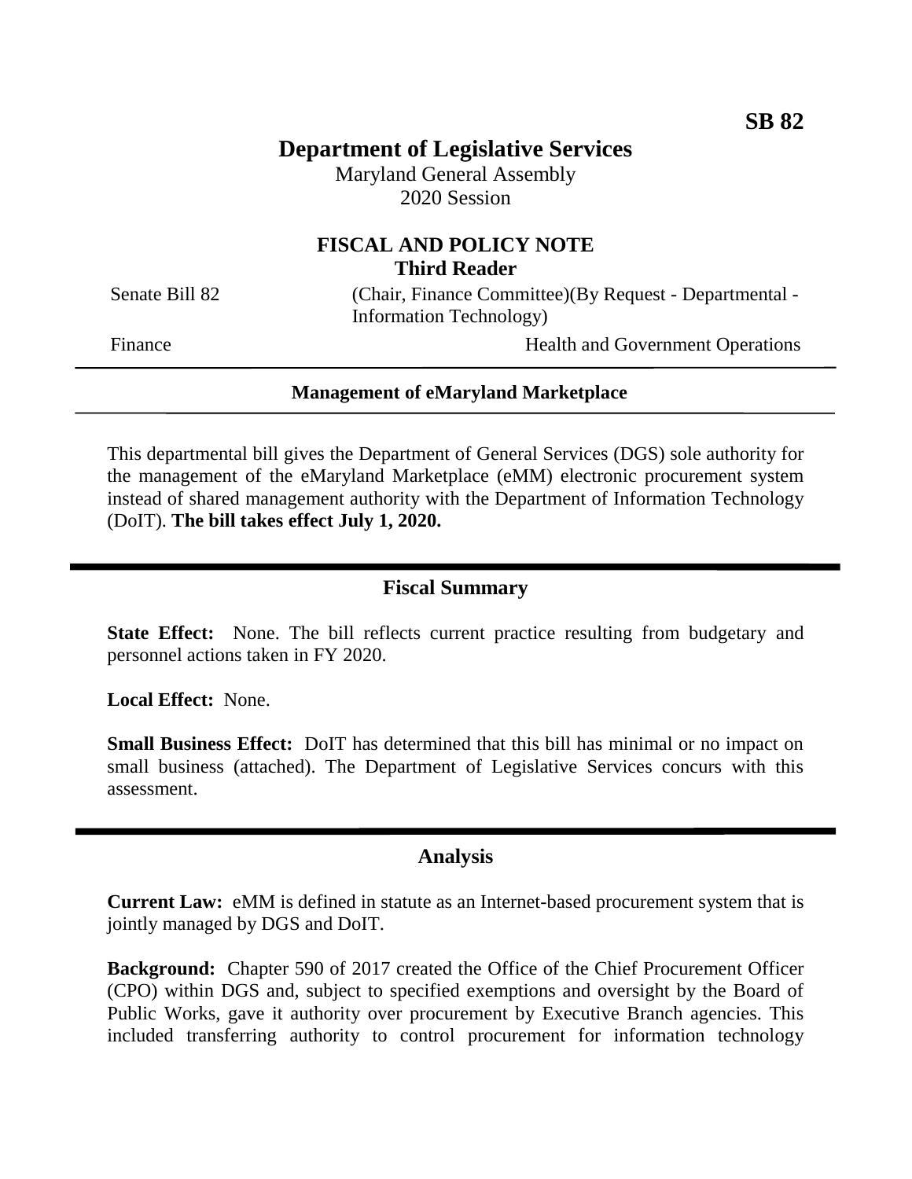**SB 82**

# Department of Legislative Services

Maryland General Assembly
2020 Session

## FISCAL AND POLICY NOTE
**Third Reader**

Senate Bill 82 (Chair, Finance Committee)(By Request - Departmental - Information Technology)

Finance Health and Government Operations

---

**Management of eMaryland Marketplace**

---

This departmental bill gives the Department of General Services (DGS) sole authority for the management of the eMaryland Marketplace (eMM) electronic procurement system instead of shared management authority with the Department of Information Technology (DoIT). **The bill takes effect July 1, 2020.**

## Fiscal Summary

**State Effect:** None. The bill reflects current practice resulting from budgetary and personnel actions taken in FY 2020.

**Local Effect:** None.

**Small Business Effect:** DoIT has determined that this bill has minimal or no impact on small business (attached). The Department of Legislative Services concurs with this assessment.

## Analysis

**Current Law:** eMM is defined in statute as an Internet-based procurement system that is jointly managed by DGS and DoIT.

**Background:** Chapter 590 of 2017 created the Office of the Chief Procurement Officer (CPO) within DGS and, subject to specified exemptions and oversight by the Board of Public Works, gave it authority over procurement by Executive Branch agencies. This included transferring authority to control procurement for information technology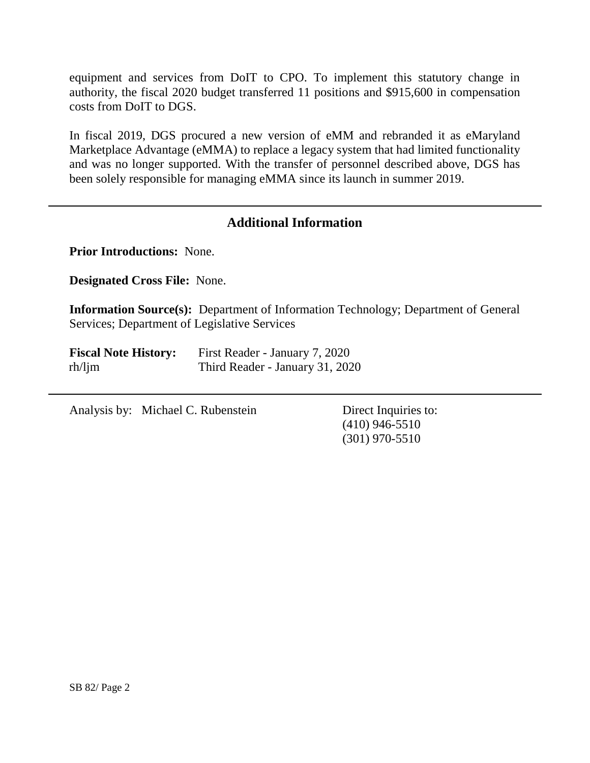equipment and services from DoIT to CPO. To implement this statutory change in authority, the fiscal 2020 budget transferred 11 positions and $915,600 in compensation costs from DoIT to DGS.

In fiscal 2019, DGS procured a new version of eMM and rebranded it as eMaryland Marketplace Advantage (eMMA) to replace a legacy system that had limited functionality and was no longer supported. With the transfer of personnel described above, DGS has been solely responsible for managing eMMA since its launch in summer 2019.

---

## Additional Information

**Prior Introductions:** None.

**Designated Cross File:** None.

**Information Source(s):** Department of Information Technology; Department of General Services; Department of Legislative Services

**Fiscal Note History:** First Reader - January 7, 2020
rh/ljm Third Reader - January 31, 2020

---

Analysis by: Michael C. Rubenstein

Direct Inquiries to:
(410) 946-5510
(301) 970-5510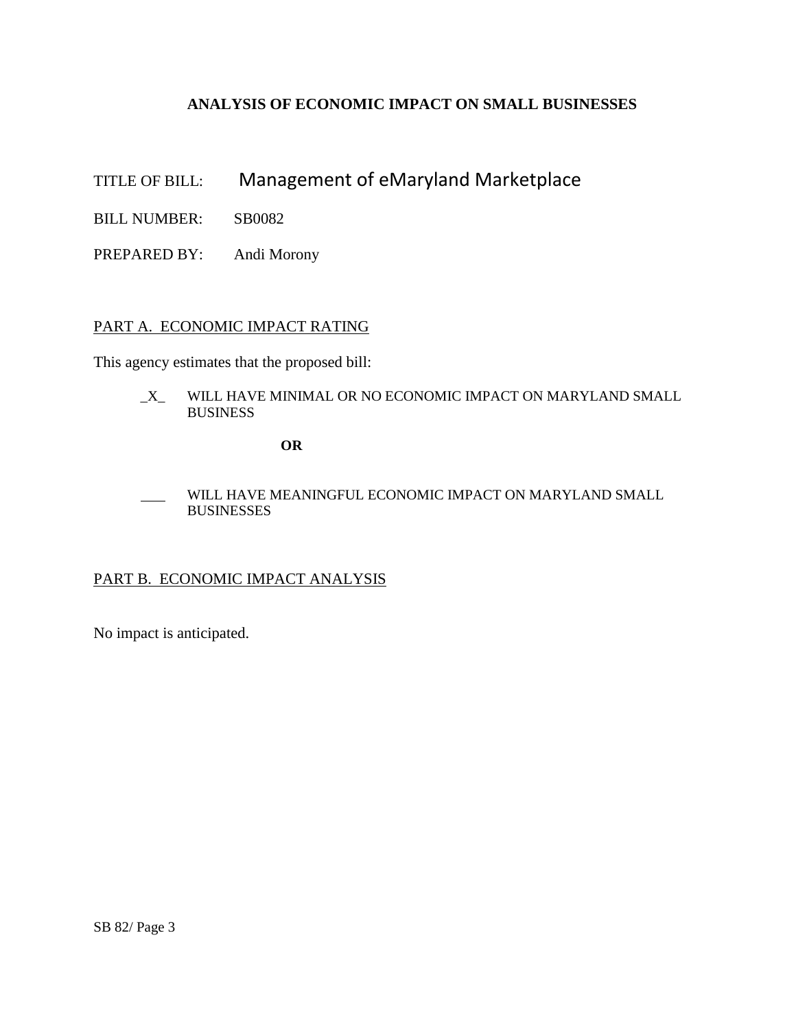**ANALYSIS OF ECONOMIC IMPACT ON SMALL BUSINESSES**

TITLE OF BILL: Management of eMaryland Marketplace

BILL NUMBER: SB0082

PREPARED BY: Andi Morony

PART A. ECONOMIC IMPACT RATING

This agency estimates that the proposed bill:

_X_ WILL HAVE MINIMAL OR NO ECONOMIC IMPACT ON MARYLAND SMALL BUSINESS

**OR**

___ WILL HAVE MEANINGFUL ECONOMIC IMPACT ON MARYLAND SMALL BUSINESSES

PART B. ECONOMIC IMPACT ANALYSIS

No impact is anticipated.